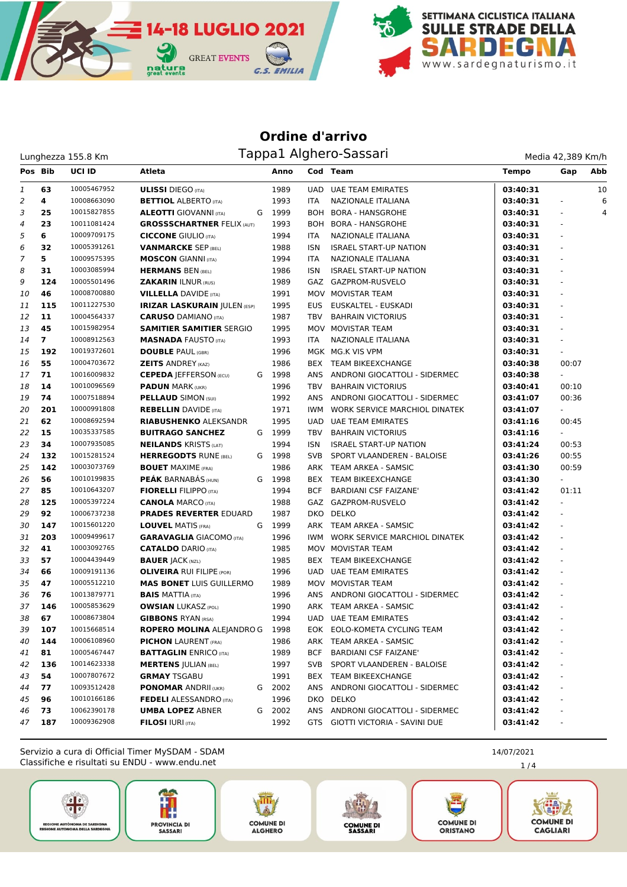SETTIMANA CICLISTICA ITALIANA SULLE STRADE DELLA SARDEGNA

14-18 LUGLIO 2021

# Ordine d'arrivo

## Tappa1 Alghero-Sassari

Lunghezza 155.8 Km

Media 42,389 Km/h

| Pos | Bib | UCI ID | Atleta | | Anno | Cod | Team | Tempo | Gap | Abb |
|---|---|---|---|---|---|---|---|---|---|---|
| 1 | 63 | 10005467952 | **ULISSI** DIEGO (ITA) | | 1989 | UAD | UAE TEAM EMIRATES | 03:40:31 | | 10 |
| 2 | 4 | 10008663090 | **BETTIOL** ALBERTO (ITA) | | 1993 | ITA | NAZIONALE ITALIANA | 03:40:31 | - | 6 |
| 3 | 25 | 10015827855 | **ALEOTTI** GIOVANNI (ITA) | G | 1999 | BOH | BORA - HANSGROHE | 03:40:31 | - | 4 |
| 4 | 23 | 10011081424 | **GROSSSCHARTNER** FELIX (AUT) | | 1993 | BOH | BORA - HANSGROHE | 03:40:31 | - | |
| 5 | 6 | 10009709175 | **CICCONE** GIULIO (ITA) | | 1994 | ITA | NAZIONALE ITALIANA | 03:40:31 | - | |
| 6 | 32 | 10005391261 | **VANMARCKE** SEP (BEL) | | 1988 | ISN | ISRAEL START-UP NATION | 03:40:31 | - | |
| 7 | 5 | 10009575395 | **MOSCON** GIANNI (ITA) | | 1994 | ITA | NAZIONALE ITALIANA | 03:40:31 | - | |
| 8 | 31 | 10003085994 | **HERMANS** BEN (BEL) | | 1986 | ISN | ISRAEL START-UP NATION | 03:40:31 | - | |
| 9 | 124 | 10005501496 | **ZAKARIN** ILNUR (RUS) | | 1989 | GAZ | GAZPROM-RUSVELO | 03:40:31 | - | |
| 10 | 46 | 10008700880 | **VILLELLA** DAVIDE (ITA) | | 1991 | MOV | MOVISTAR TEAM | 03:40:31 | - | |
| 11 | 115 | 10011227530 | **IRIZAR LASKURAIN** JULEN (ESP) | | 1995 | EUS | EUSKALTEL - EUSKADI | 03:40:31 | - | |
| 12 | 11 | 10004564337 | **CARUSO** DAMIANO (ITA) | | 1987 | TBV | BAHRAIN VICTORIUS | 03:40:31 | - | |
| 13 | 45 | 10015982954 | **SAMITIER SAMITIER** SERGIO | | 1995 | MOV | MOVISTAR TEAM | 03:40:31 | - | |
| 14 | 7 | 10008912563 | **MASNADA** FAUSTO (ITA) | | 1993 | ITA | NAZIONALE ITALIANA | 03:40:31 | - | |
| 15 | 192 | 10019372601 | **DOUBLE** PAUL (GBR) | | 1996 | MGK | MG.K VIS VPM | 03:40:31 | - | |
| 16 | 55 | 10004703672 | **ZEITS** ANDREY (KAZ) | | 1986 | BEX | TEAM BIKEEXCHANGE | 03:40:38 | 00:07 | |
| 17 | 71 | 10016009832 | **CEPEDA** JEFFERSON (ECU) | G | 1998 | ANS | ANDRONI GIOCATTOLI - SIDERMEC | 03:40:38 | - | |
| 18 | 14 | 10010096569 | **PADUN** MARK (UKR) | | 1996 | TBV | BAHRAIN VICTORIUS | 03:40:41 | 00:10 | |
| 19 | 74 | 10007518894 | **PELLAUD** SIMON (SUI) | | 1992 | ANS | ANDRONI GIOCATTOLI - SIDERMEC | 03:41:07 | 00:36 | |
| 20 | 201 | 10000991808 | **REBELLIN** DAVIDE (ITA) | | 1971 | IWM | WORK SERVICE MARCHIOL DINATEK | 03:41:07 | - | |
| 21 | 62 | 10008692594 | **RIABUSHENKO** ALEKSANDR | | 1995 | UAD | UAE TEAM EMIRATES | 03:41:16 | 00:45 | |
| 22 | 15 | 10035337585 | **BUITRAGO SANCHEZ** | G | 1999 | TBV | BAHRAIN VICTORIUS | 03:41:16 | - | |
| 23 | 34 | 10007935085 | **NEILANDS** KRISTS (LAT) | | 1994 | ISN | ISRAEL START-UP NATION | 03:41:24 | 00:53 | |
| 24 | 132 | 10015281524 | **HERREGODTS** RUNE (BEL) | G | 1998 | SVB | SPORT VLAANDEREN - BALOISE | 03:41:26 | 00:55 | |
| 25 | 142 | 10003073769 | **BOUET** MAXIME (FRA) | | 1986 | ARK | TEAM ARKEA - SAMSIC | 03:41:30 | 00:59 | |
| 26 | 56 | 10010199835 | **PEÁK** BARNABÁS (HUN) | G | 1998 | BEX | TEAM BIKEEXCHANGE | 03:41:30 | - | |
| 27 | 85 | 10010643207 | **FIORELLI** FILIPPO (ITA) | | 1994 | BCF | BARDIANI CSF FAIZANE' | 03:41:42 | 01:11 | |
| 28 | 125 | 10005397224 | **CANOLA** MARCO (ITA) | | 1988 | GAZ | GAZPROM-RUSVELO | 03:41:42 | - | |
| 29 | 92 | 10006737238 | **PRADES REVERTER** EDUARD | | 1987 | DKO | DELKO | 03:41:42 | - | |
| 30 | 147 | 10015601220 | **LOUVEL** MATIS (FRA) | G | 1999 | ARK | TEAM ARKEA - SAMSIC | 03:41:42 | - | |
| 31 | 203 | 10009499617 | **GARAVAGLIA** GIACOMO (ITA) | | 1996 | IWM | WORK SERVICE MARCHIOL DINATEK | 03:41:42 | - | |
| 32 | 41 | 10003092765 | **CATALDO** DARIO (ITA) | | 1985 | MOV | MOVISTAR TEAM | 03:41:42 | - | |
| 33 | 57 | 10004439449 | **BAUER** JACK (NZL) | | 1985 | BEX | TEAM BIKEEXCHANGE | 03:41:42 | - | |
| 34 | 66 | 10009191136 | **OLIVEIRA** RUI FILIPE (POR) | | 1996 | UAD | UAE TEAM EMIRATES | 03:41:42 | - | |
| 35 | 47 | 10005512210 | **MAS BONET** LUIS GUILLERMO | | 1989 | MOV | MOVISTAR TEAM | 03:41:42 | - | |
| 36 | 76 | 10013879771 | **BAIS** MATTIA (ITA) | | 1996 | ANS | ANDRONI GIOCATTOLI - SIDERMEC | 03:41:42 | - | |
| 37 | 146 | 10005853629 | **OWSIAN** LUKASZ (POL) | | 1990 | ARK | TEAM ARKEA - SAMSIC | 03:41:42 | - | |
| 38 | 67 | 10008673804 | **GIBBONS** RYAN (RSA) | | 1994 | UAD | UAE TEAM EMIRATES | 03:41:42 | - | |
| 39 | 107 | 10015668514 | **ROPERO MOLINA** ALEJANDRO | G | 1998 | EOK | EOLO-KOMETA CYCLING TEAM | 03:41:42 | - | |
| 40 | 144 | 10006108960 | **PICHON** LAURENT (FRA) | | 1986 | ARK | TEAM ARKEA - SAMSIC | 03:41:42 | - | |
| 41 | 81 | 10005467447 | **BATTAGLIN** ENRICO (ITA) | | 1989 | BCF | BARDIANI CSF FAIZANE' | 03:41:42 | - | |
| 42 | 136 | 10014623338 | **MERTENS** JULIAN (BEL) | | 1997 | SVB | SPORT VLAANDEREN - BALOISE | 03:41:42 | - | |
| 43 | 54 | 10007807672 | **GRMAY** TSGABU | | 1991 | BEX | TEAM BIKEEXCHANGE | 03:41:42 | - | |
| 44 | 77 | 10093512428 | **PONOMAR** ANDRII (UKR) | G | 2002 | ANS | ANDRONI GIOCATTOLI - SIDERMEC | 03:41:42 | - | |
| 45 | 96 | 10010166186 | **FEDELI** ALESSANDRO (ITA) | | 1996 | DKO | DELKO | 03:41:42 | - | |
| 46 | 73 | 10062390178 | **UMBA LOPEZ** ABNER | G | 2002 | ANS | ANDRONI GIOCATTOLI - SIDERMEC | 03:41:42 | - | |
| 47 | 187 | 10009362908 | **FILOSI** IURI (ITA) | | 1992 | GTS | GIOTTI VICTORIA - SAVINI DUE | 03:41:42 | - | |

Servizio a cura di Official Timer MySDAM - SDAM
Classifiche e risultati su ENDU - www.endu.net

14/07/2021

REGIONE AUTÒNOMA DE SARDIGNA REGIONE AUTONOMA DELLA SARDEGNA | PROVINCIA DI SASSARI | COMUNE DI ALGHERO | COMUNE DI SASSARI | COMUNE DI ORISTANO | COMUNE DI CAGLIARI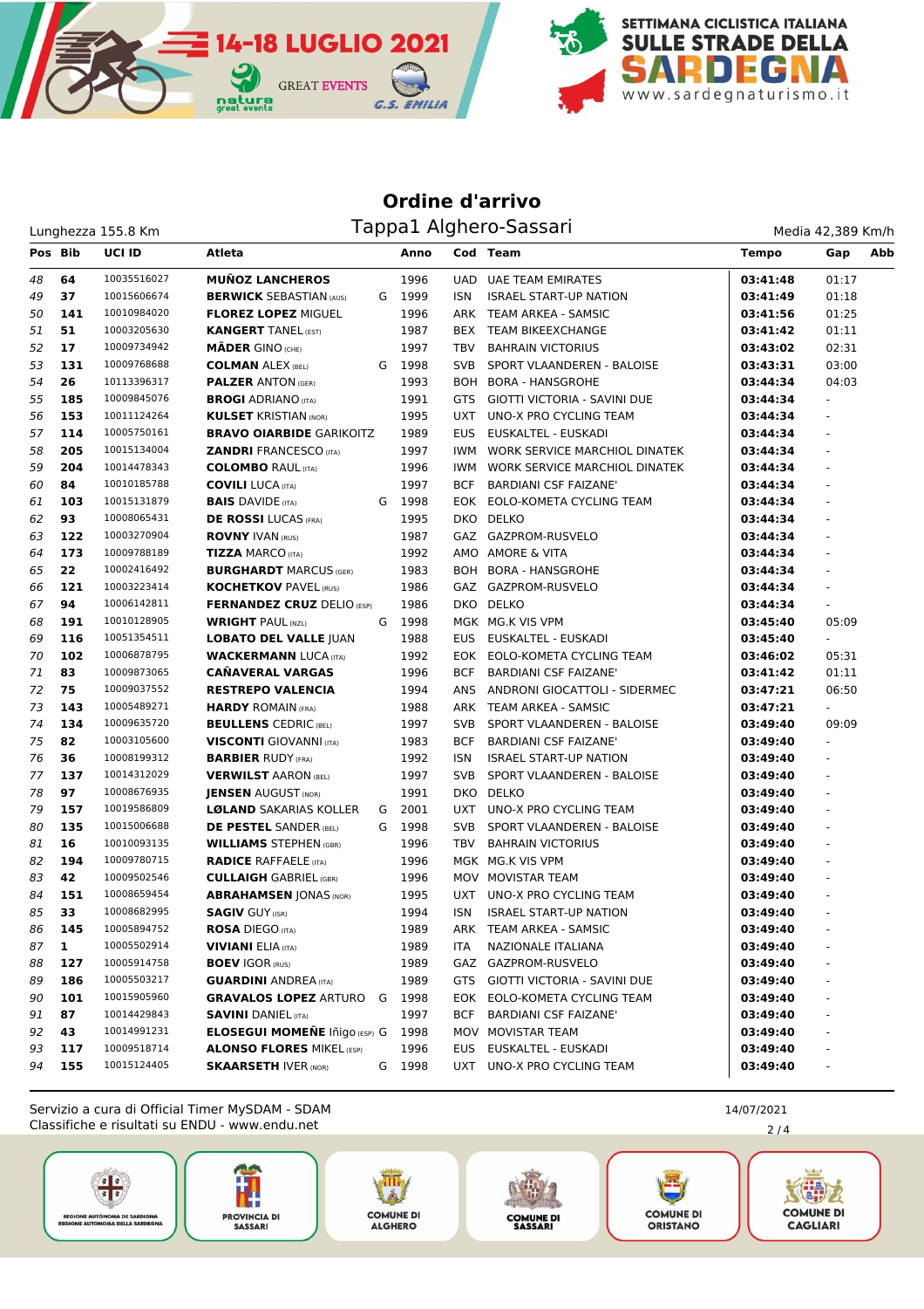## Ordine d'arrivo

Tappa1 Alghero-Sassari

Lunghezza 155.8 Km | Media 42,389 Km/h

| Pos | Bib | UCI ID | Atleta | | Anno | Cod | Team | Tempo | Gap | Abb |
|---|---|---|---|---|---|---|---|---|---|---|
| 48 | 64 | 10035516027 | **MUÑOZ LANCHEROS** | | 1996 | UAD | UAE TEAM EMIRATES | **03:41:48** | 01:17 | |
| 49 | 37 | 10015606674 | **BERWICK** SEBASTIAN (AUS) | G | 1999 | ISN | ISRAEL START-UP NATION | **03:41:49** | 01:18 | |
| 50 | 141 | 10010984020 | **FLOREZ LOPEZ** MIGUEL | | 1996 | ARK | TEAM ARKEA - SAMSIC | **03:41:56** | 01:25 | |
| 51 | 51 | 10003205630 | **KANGERT** TANEL (EST) | | 1987 | BEX | TEAM BIKEEXCHANGE | **03:41:42** | 01:11 | |
| 52 | 17 | 10009734942 | **MÄDER** GINO (CHE) | | 1997 | TBV | BAHRAIN VICTORIUS | **03:43:02** | 02:31 | |
| 53 | 131 | 10009768688 | **COLMAN** ALEX (BEL) | G | 1998 | SVB | SPORT VLAANDEREN - BALOISE | **03:43:31** | 03:00 | |
| 54 | 26 | 10113396317 | **PALZER** ANTON (GER) | | 1993 | BOH | BORA - HANSGROHE | **03:44:34** | 04:03 | |
| 55 | 185 | 10009845076 | **BROGI** ADRIANO (ITA) | | 1991 | GTS | GIOTTI VICTORIA - SAVINI DUE | **03:44:34** | - | |
| 56 | 153 | 10011124264 | **KULSET** KRISTIAN (NOR) | | 1995 | UXT | UNO-X PRO CYCLING TEAM | **03:44:34** | - | |
| 57 | 114 | 10005750161 | **BRAVO OIARBIDE** GARIKOITZ | | 1989 | EUS | EUSKALTEL - EUSKADI | **03:44:34** | - | |
| 58 | 205 | 10015134004 | **ZANDRI** FRANCESCO (ITA) | | 1997 | IWM | WORK SERVICE MARCHIOL DINATEK | **03:44:34** | - | |
| 59 | 204 | 10014478343 | **COLOMBO** RAUL (ITA) | | 1996 | IWM | WORK SERVICE MARCHIOL DINATEK | **03:44:34** | - | |
| 60 | 84 | 10010185788 | **COVILI** LUCA (ITA) | | 1997 | BCF | BARDIANI CSF FAIZANE' | **03:44:34** | - | |
| 61 | 103 | 10015131879 | **BAIS** DAVIDE (ITA) | G | 1998 | EOK | EOLO-KOMETA CYCLING TEAM | **03:44:34** | - | |
| 62 | 93 | 10008065431 | **DE ROSSI** LUCAS (FRA) | | 1995 | DKO | DELKO | **03:44:34** | - | |
| 63 | 122 | 10003270904 | **ROVNY** IVAN (RUS) | | 1987 | GAZ | GAZPROM-RUSVELO | **03:44:34** | - | |
| 64 | 173 | 10009788189 | **TIZZA** MARCO (ITA) | | 1992 | AMO | AMORE & VITA | **03:44:34** | - | |
| 65 | 22 | 10002416463 | **BURGHARDT** MARCUS (GER) | | 1983 | BOH | BORA - HANSGROHE | **03:44:34** | - | |
| 66 | 121 | 10003223414 | **KOCHETKOV** PAVEL (RUS) | | 1986 | GAZ | GAZPROM-RUSVELO | **03:44:34** | - | |
| 67 | 94 | 10006142811 | **FERNANDEZ CRUZ** DELIO (ESP) | | 1986 | DKO | DELKO | **03:44:34** | - | |
| 68 | 191 | 10010128905 | **WRIGHT** PAUL (NZL) | G | 1998 | MGK | MG.K VIS VPM | **03:45:40** | 05:09 | |
| 69 | 116 | 10051354511 | **LOBATO DEL VALLE** JUAN | | 1988 | EUS | EUSKALTEL - EUSKADI | **03:45:40** | - | |
| 70 | 102 | 10006878795 | **WACKERMANN** LUCA (ITA) | | 1992 | EOK | EOLO-KOMETA CYCLING TEAM | **03:46:02** | 05:31 | |
| 71 | 83 | 10009873065 | **CAÑAVERAL VARGAS** | | 1996 | BCF | BARDIANI CSF FAIZANE' | **03:41:42** | 01:11 | |
| 72 | 75 | 10009037552 | **RESTREPO VALENCIA** | | 1994 | ANS | ANDRONI GIOCATTOLI - SIDERMEC | **03:47:21** | 06:50 | |
| 73 | 143 | 10005489271 | **HARDY** ROMAIN (FRA) | | 1988 | ARK | TEAM ARKEA - SAMSIC | **03:47:21** | - | |
| 74 | 134 | 10009635720 | **BEULLENS** CEDRIC (BEL) | | 1997 | SVB | SPORT VLAANDEREN - BALOISE | **03:49:40** | 09:09 | |
| 75 | 82 | 10003105600 | **VISCONTI** GIOVANNI (ITA) | | 1983 | BCF | BARDIANI CSF FAIZANE' | **03:49:40** | - | |
| 76 | 36 | 10008199312 | **BARBIER** RUDY (FRA) | | 1992 | ISN | ISRAEL START-UP NATION | **03:49:40** | - | |
| 77 | 137 | 10014312029 | **VERWILST** AARON (BEL) | | 1997 | SVB | SPORT VLAANDEREN - BALOISE | **03:49:40** | - | |
| 78 | 97 | 10008676935 | **JENSEN** AUGUST (NOR) | | 1991 | DKO | DELKO | **03:49:40** | - | |
| 79 | 157 | 10019586809 | **LØLAND** SAKARIAS KOLLER | G | 2001 | UXT | UNO-X PRO CYCLING TEAM | **03:49:40** | - | |
| 80 | 135 | 10015006688 | **DE PESTEL** SANDER (BEL) | G | 1998 | SVB | SPORT VLAANDEREN - BALOISE | **03:49:40** | - | |
| 81 | 16 | 10010093135 | **WILLIAMS** STEPHEN (GBR) | | 1996 | TBV | BAHRAIN VICTORIUS | **03:49:40** | - | |
| 82 | 194 | 10009780715 | **RADICE** RAFFAELE (ITA) | | 1996 | MGK | MG.K VIS VPM | **03:49:40** | - | |
| 83 | 42 | 10009502546 | **CULLAIGH** GABRIEL (GBR) | | 1996 | MOV | MOVISTAR TEAM | **03:49:40** | - | |
| 84 | 151 | 10008659454 | **ABRAHAMSEN** JONAS (NOR) | | 1995 | UXT | UNO-X PRO CYCLING TEAM | **03:49:40** | - | |
| 85 | 33 | 10008682995 | **SAGIV** GUY (ISR) | | 1994 | ISN | ISRAEL START-UP NATION | **03:49:40** | - | |
| 86 | 145 | 10005894752 | **ROSA** DIEGO (ITA) | | 1989 | ARK | TEAM ARKEA - SAMSIC | **03:49:40** | - | |
| 87 | 1 | 10005502914 | **VIVIANI** ELIA (ITA) | | 1989 | ITA | NAZIONALE ITALIANA | **03:49:40** | - | |
| 88 | 127 | 10005914758 | **BOEV** IGOR (RUS) | | 1989 | GAZ | GAZPROM-RUSVELO | **03:49:40** | - | |
| 89 | 186 | 10005503217 | **GUARDINI** ANDREA (ITA) | | 1989 | GTS | GIOTTI VICTORIA - SAVINI DUE | **03:49:40** | - | |
| 90 | 101 | 10015905960 | **GRAVALOS LOPEZ** ARTURO | G | 1998 | EOK | EOLO-KOMETA CYCLING TEAM | **03:49:40** | - | |
| 91 | 87 | 10014429843 | **SAVINI** DANIEL (ITA) | | 1997 | BCF | BARDIANI CSF FAIZANE' | **03:49:40** | - | |
| 92 | 43 | 10014991231 | **ELOSEGUI MOMEÑE** Iñigo (ESP) | G | 1998 | MOV | MOVISTAR TEAM | **03:49:40** | - | |
| 93 | 117 | 10009518714 | **ALONSO FLORES** MIKEL (ESP) | | 1996 | EUS | EUSKALTEL - EUSKADI | **03:49:40** | - | |
| 94 | 155 | 10015124405 | **SKAARSETH** IVER (NOR) | G | 1998 | UXT | UNO-X PRO CYCLING TEAM | **03:49:40** | - | |

Servizio a cura di Official Timer MySDAM - SDAM
Classifiche e risultati su ENDU - www.endu.net

14/07/2021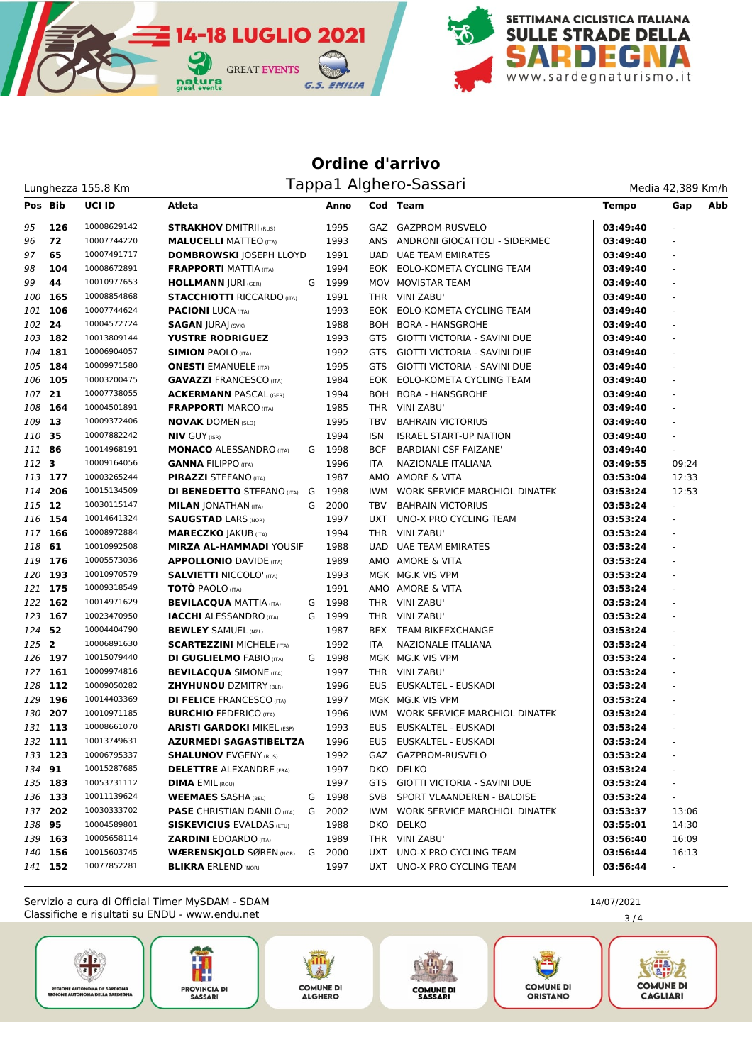# Ordine d'arrivo

## Tappa1 Alghero-Sassari

Lunghezza 155.8 Km

Media 42,389 Km/h

| Pos | Bib | UCI ID | Atleta | | Anno | Cod | Team | Tempo | Gap | Abb |
|---|---|---|---|---|---|---|---|---|---|---|
| 95 | 126 | 10008629142 | **STRAKHOV** DMITRII (RUS) | | 1995 | GAZ | GAZPROM-RUSVELO | **03:49:40** | - | |
| 96 | 72 | 10007744220 | **MALUCELLI** MATTEO (ITA) | | 1993 | ANS | ANDRONI GIOCATTOLI - SIDERMEC | **03:49:40** | - | |
| 97 | 65 | 10007491717 | **DOMBROWSKI** JOSEPH LLOYD | | 1991 | UAD | UAE TEAM EMIRATES | **03:49:40** | - | |
| 98 | 104 | 10008672891 | **FRAPPORTI** MATTIA (ITA) | | 1994 | EOK | EOLO-KOMETA CYCLING TEAM | **03:49:40** | - | |
| 99 | 44 | 10010977653 | **HOLLMANN** JURI (GER) | G | 1999 | MOV | MOVISTAR TEAM | **03:49:40** | - | |
| 100 | 165 | 10008854868 | **STACCHIOTTI** RICCARDO (ITA) | | 1991 | THR | VINI ZABU' | **03:49:40** | - | |
| 101 | 106 | 10007744624 | **PACIONI** LUCA (ITA) | | 1993 | EOK | EOLO-KOMETA CYCLING TEAM | **03:49:40** | - | |
| 102 | 24 | 10004572724 | **SAGAN** JURAJ (SVK) | | 1988 | BOH | BORA - HANSGROHE | **03:49:40** | - | |
| 103 | 182 | 10013809144 | **YUSTRE RODRIGUEZ** | | 1993 | GTS | GIOTTI VICTORIA - SAVINI DUE | **03:49:40** | - | |
| 104 | 181 | 10006904057 | **SIMION** PAOLO (ITA) | | 1992 | GTS | GIOTTI VICTORIA - SAVINI DUE | **03:49:40** | - | |
| 105 | 184 | 10009971580 | **ONESTI** EMANUELE (ITA) | | 1995 | GTS | GIOTTI VICTORIA - SAVINI DUE | **03:49:40** | - | |
| 106 | 105 | 10003200475 | **GAVAZZI** FRANCESCO (ITA) | | 1984 | EOK | EOLO-KOMETA CYCLING TEAM | **03:49:40** | - | |
| 107 | 21 | 10007738055 | **ACKERMANN** PASCAL (GER) | | 1994 | BOH | BORA - HANSGROHE | **03:49:40** | - | |
| 108 | 164 | 10004501891 | **FRAPPORTI** MARCO (ITA) | | 1985 | THR | VINI ZABU' | **03:49:40** | - | |
| 109 | 13 | 10009372406 | **NOVAK** DOMEN (SLO) | | 1995 | TBV | BAHRAIN VICTORIUS | **03:49:40** | - | |
| 110 | 35 | 10007882242 | **NIV** GUY (ISR) | | 1994 | ISN | ISRAEL START-UP NATION | **03:49:40** | - | |
| 111 | 86 | 10014968191 | **MONACO** ALESSANDRO (ITA) | G | 1998 | BCF | BARDIANI CSF FAIZANE' | **03:49:40** | - | |
| 112 | 3 | 10009164056 | **GANNA** FILIPPO (ITA) | | 1996 | ITA | NAZIONALE ITALIANA | **03:49:55** | 09:24 | |
| 113 | 177 | 10003265244 | **PIRAZZI** STEFANO (ITA) | | 1987 | AMO | AMORE & VITA | **03:53:04** | 12:33 | |
| 114 | 206 | 10015134509 | **DI BENEDETTO** STEFANO (ITA) | G | 1998 | IWM | WORK SERVICE MARCHIOL DINATEK | **03:53:24** | 12:53 | |
| 115 | 12 | 10030115147 | **MILAN** JONATHAN (ITA) | G | 2000 | TBV | BAHRAIN VICTORIUS | **03:53:24** | - | |
| 116 | 154 | 10014641324 | **SAUGSTAD** LARS (NOR) | | 1997 | UXT | UNO-X PRO CYCLING TEAM | **03:53:24** | - | |
| 117 | 166 | 10008972884 | **MARECZKO** JAKUB (ITA) | | 1994 | THR | VINI ZABU' | **03:53:24** | - | |
| 118 | 61 | 10010992508 | **MIRZA AL-HAMMADI** YOUSIF | | 1988 | UAD | UAE TEAM EMIRATES | **03:53:24** | - | |
| 119 | 176 | 10005573036 | **APPOLLONIO** DAVIDE (ITA) | | 1989 | AMO | AMORE & VITA | **03:53:24** | - | |
| 120 | 193 | 10010970579 | **SALVIETTI** NICCOLO' (ITA) | | 1993 | MGK | MG.K VIS VPM | **03:53:24** | - | |
| 121 | 175 | 10009318549 | **TOTÒ** PAOLO (ITA) | | 1991 | AMO | AMORE & VITA | **03:53:24** | - | |
| 122 | 162 | 10014971629 | **BEVILACQUA** MATTIA (ITA) | G | 1998 | THR | VINI ZABU' | **03:53:24** | - | |
| 123 | 167 | 10023470950 | **IACCHI** ALESSANDRO (ITA) | G | 1999 | THR | VINI ZABU' | **03:53:24** | - | |
| 124 | 52 | 10004404790 | **BEWLEY** SAMUEL (NZL) | | 1987 | BEX | TEAM BIKEEXCHANGE | **03:53:24** | - | |
| 125 | 2 | 10006891630 | **SCARTEZZINI** MICHELE (ITA) | | 1992 | ITA | NAZIONALE ITALIANA | **03:53:24** | - | |
| 126 | 197 | 10015079440 | **DI GUGLIELMO** FABIO (ITA) | G | 1998 | MGK | MG.K VIS VPM | **03:53:24** | - | |
| 127 | 161 | 10009974816 | **BEVILACQUA** SIMONE (ITA) | | 1997 | THR | VINI ZABU' | **03:53:24** | - | |
| 128 | 112 | 10009050282 | **ZHYHUNOU** DZMITRY (BLR) | | 1996 | EUS | EUSKALTEL - EUSKADI | **03:53:24** | - | |
| 129 | 196 | 10014403369 | **DI FELICE** FRANCESCO (ITA) | | 1997 | MGK | MG.K VIS VPM | **03:53:24** | - | |
| 130 | 207 | 10010971185 | **BURCHIO** FEDERICO (ITA) | | 1996 | IWM | WORK SERVICE MARCHIOL DINATEK | **03:53:24** | - | |
| 131 | 113 | 10008661070 | **ARISTI GARDOKI** MIKEL (ESP) | | 1993 | EUS | EUSKALTEL - EUSKADI | **03:53:24** | - | |
| 132 | 111 | 10013749631 | **AZURMEDI SAGASTIBELTZA** | | 1996 | EUS | EUSKALTEL - EUSKADI | **03:53:24** | - | |
| 133 | 123 | 10006795337 | **SHALUNOV** EVGENY (RUS) | | 1992 | GAZ | GAZPROM-RUSVELO | **03:53:24** | - | |
| 134 | 91 | 10015287685 | **DELETTRE** ALEXANDRE (FRA) | | 1997 | DKO | DELKO | **03:53:24** | - | |
| 135 | 183 | 10053731112 | **DIMA** EMIL (ROU) | | 1997 | GTS | GIOTTI VICTORIA - SAVINI DUE | **03:53:24** | - | |
| 136 | 133 | 10011139624 | **WEEMAES** SASHA (BEL) | G | 1998 | SVB | SPORT VLAANDEREN - BALOISE | **03:53:24** | - | |
| 137 | 202 | 10030333702 | **PASE** CHRISTIAN DANILO (ITA) | G | 2002 | IWM | WORK SERVICE MARCHIOL DINATEK | **03:53:37** | 13:06 | |
| 138 | 95 | 10004589801 | **SISKEVICIUS** EVALDAS (LTU) | | 1988 | DKO | DELKO | **03:55:01** | 14:30 | |
| 139 | 163 | 10005658114 | **ZARDINI** EDOARDO (ITA) | | 1989 | THR | VINI ZABU' | **03:56:40** | 16:09 | |
| 140 | 156 | 10015603745 | **WÆRENSKJOLD** SØREN (NOR) | G | 2000 | UXT | UNO-X PRO CYCLING TEAM | **03:56:44** | 16:13 | |
| 141 | 152 | 10077852281 | **BLIKRA** ERLEND (NOR) | | 1997 | UXT | UNO-X PRO CYCLING TEAM | **03:56:44** | - | |

Servizio a cura di Official Timer MySDAM - SDAM
Classifiche e risultati su ENDU - www.endu.net

14/07/2021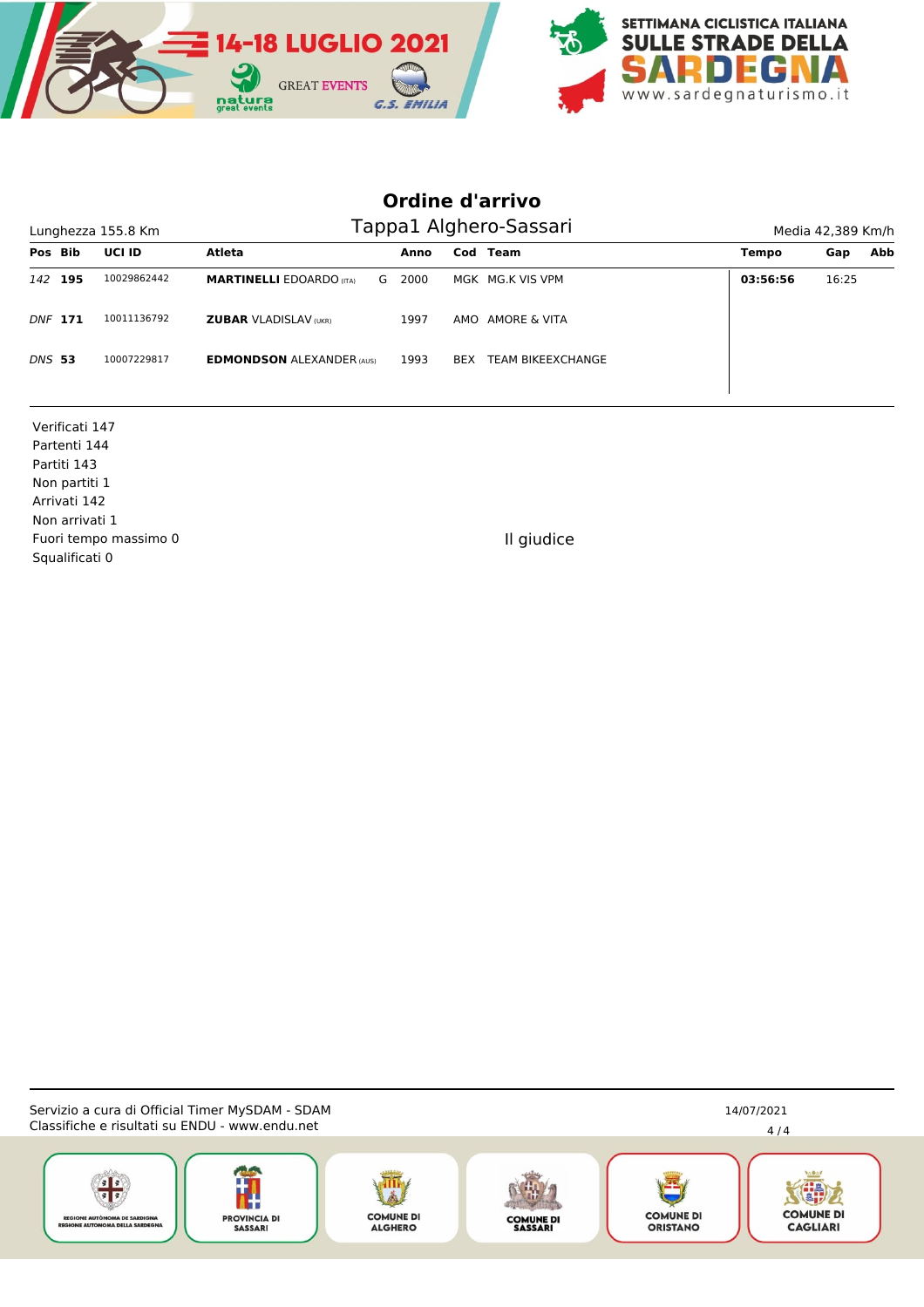## Ordine d'arrivo

### Tappa1 Alghero-Sassari

Lunghezza 155.8 Km | Media 42,389 Km/h

| Pos | Bib | UCI ID | Atleta | | Anno | Cod | Team | Tempo | Gap | Abb |
|---|---|---|---|---|---|---|---|---|---|---|
| 142 | 195 | 10029862442 | **MARTINELLI** EDOARDO (ITA) | G | 2000 | MGK | MG.K VIS VPM | **03:56:56** | 16:25 | |
| DNF | 171 | 10011136792 | **ZUBAR** VLADISLAV (UKR) | | 1997 | AMO | AMORE & VITA | | | |
| DNS | 53 | 10007229817 | **EDMONDSON** ALEXANDER (AUS) | | 1993 | BEX | TEAM BIKEEXCHANGE | | | |

Verificati 147
Partenti 144
Partiti 143
Non partiti 1
Arrivati 142
Non arrivati 1
Fuori tempo massimo 0
Squalificati 0

Il giudice

Servizio a cura di Official Timer MySDAM - SDAM
Classifiche e risultati su ENDU - www.endu.net

14/07/2021